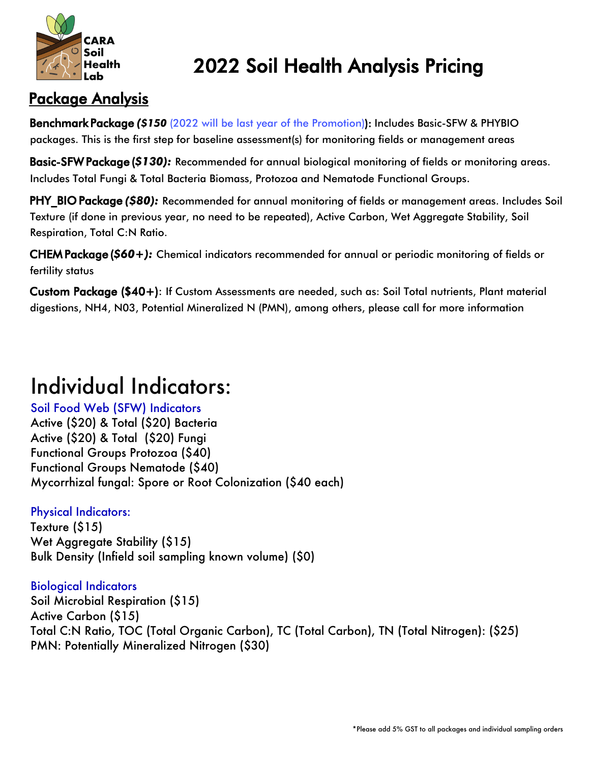CARA Soil Health Lab

# 2022 Soil Health Analysis Pricing

## Package Analysis

**Benchmark Package *($150*** (2022 will be last year of the Promotion)**):** Includes Basic-SFW & PHYBIO packages. This is the first step for baseline assessment(s) for monitoring fields or management areas

**Basic-SFW Package (*$130):*** Recommended for annual biological monitoring of fields or monitoring areas. Includes Total Fungi & Total Bacteria Biomass, Protozoa and Nematode Functional Groups.

**PHY_BIO Package *($80):*** Recommended for annual monitoring of fields or management areas. Includes Soil Texture (if done in previous year, no need to be repeated), Active Carbon, Wet Aggregate Stability, Soil Respiration, Total C:N Ratio.

**CHEM Package (*$60+):*** Chemical indicators recommended for annual or periodic monitoring of fields or fertility status

**Custom Package ($40+)**: If Custom Assessments are needed, such as: Soil Total nutrients, Plant material digestions, NH4, N03, Potential Mineralized N (PMN), among others, please call for more information

# Individual Indicators:

### Soil Food Web (SFW) Indicators

Active ($20) & Total ($20) Bacteria
Active ($20) & Total ($20) Fungi
Functional Groups Protozoa ($40)
Functional Groups Nematode ($40)
Mycorrhizal fungal: Spore or Root Colonization ($40 each)

### Physical Indicators:

Texture ($15)
Wet Aggregate Stability ($15)
Bulk Density (Infield soil sampling known volume) ($0)

### Biological Indicators

Soil Microbial Respiration ($15)
Active Carbon ($15)
Total C:N Ratio, TOC (Total Organic Carbon), TC (Total Carbon), TN (Total Nitrogen): ($25)
PMN: Potentially Mineralized Nitrogen ($30)

*Please add 5% GST to all packages and individual sampling orders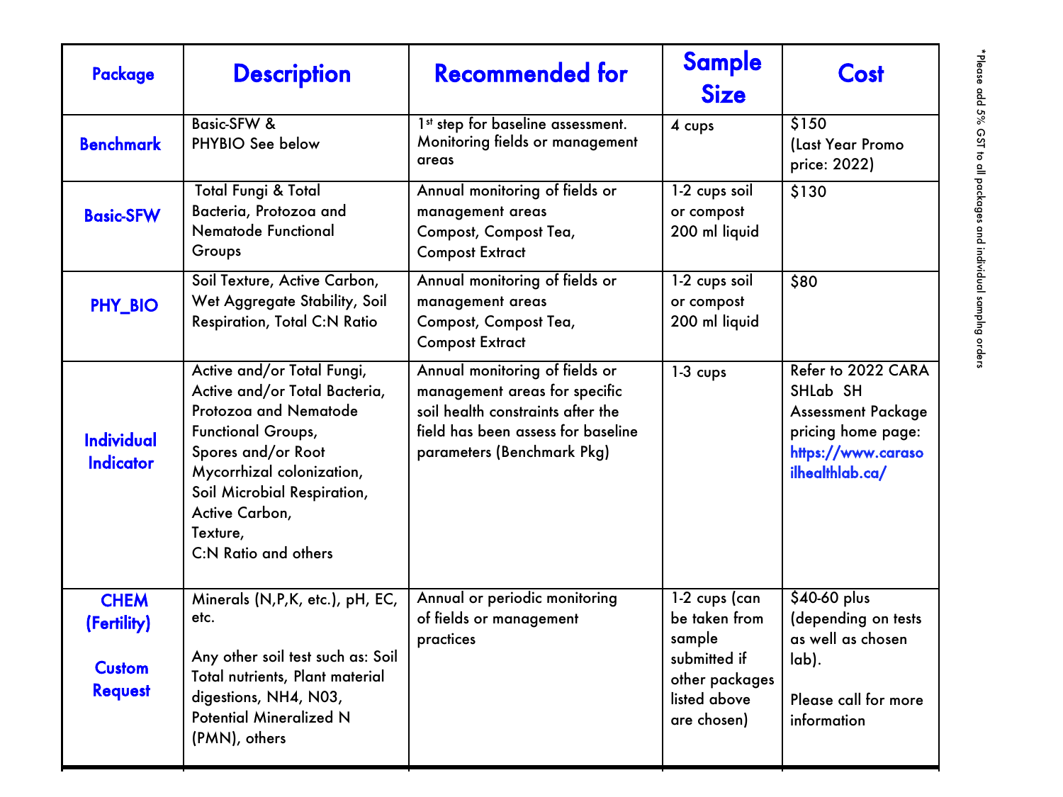| Package | Description | Recommended for | Sample Size | Cost |
|---|---|---|---|---|
| **Benchmark** | Basic-SFW & PHYBIO See below | 1st step for baseline assessment. Monitoring fields or management areas | 4 cups | $150 (Last Year Promo price: 2022) |
| **Basic-SFW** | Total Fungi & Total Bacteria, Protozoa and Nematode Functional Groups | Annual monitoring of fields or management areas Compost, Compost Tea, Compost Extract | 1-2 cups soil or compost 200 ml liquid | $130 |
| **PHY_BIO** | Soil Texture, Active Carbon, Wet Aggregate Stability, Soil Respiration, Total C:N Ratio | Annual monitoring of fields or management areas Compost, Compost Tea, Compost Extract | 1-2 cups soil or compost 200 ml liquid | $80 |
| **Individual Indicator** | Active and/or Total Fungi, Active and/or Total Bacteria, Protozoa and Nematode Functional Groups, Spores and/or Root Mycorrhizal colonization, Soil Microbial Respiration, Active Carbon, Texture, C:N Ratio and others | Annual monitoring of fields or management areas for specific soil health constraints after the field has been assess for baseline parameters (Benchmark Pkg) | 1-3 cups | Refer to 2022 CARA SHLab SH Assessment Package pricing home page: https://www.carasoilhealthlab.ca/ |
| **CHEM (Fertility)** **Custom Request** | Minerals (N,P,K, etc.), pH, EC, etc. Any other soil test such as: Soil Total nutrients, Plant material digestions, NH4, N03, Potential Mineralized N (PMN), others | Annual or periodic monitoring of fields or management practices | 1-2 cups (can be taken from sample submitted if other packages listed above are chosen) | $40-60 plus (depending on tests as well as chosen lab). Please call for more information |

*Please add 5% GST to all packages and individual sampling orders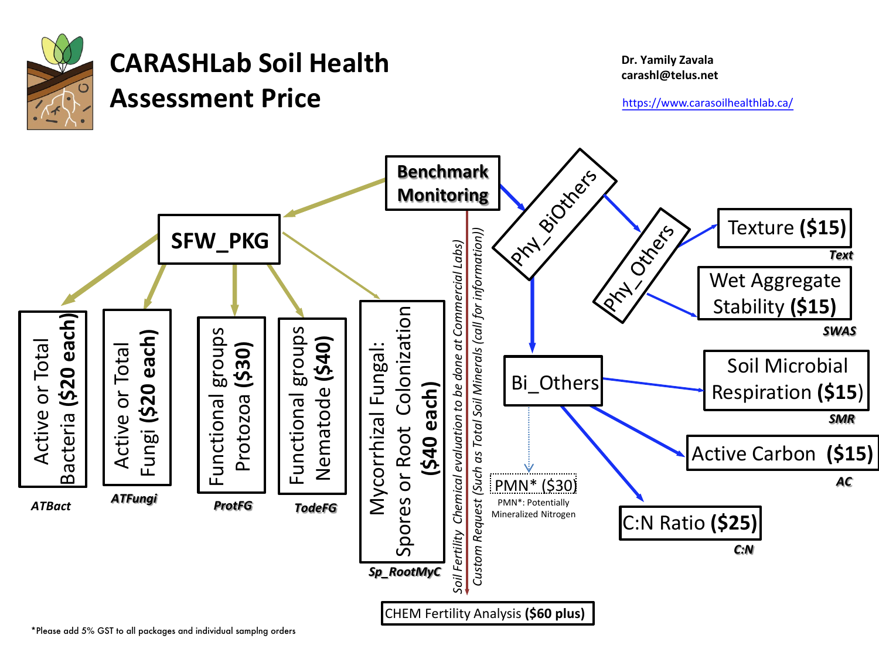# CARASHLab Soil Health Assessment Price

**Dr. Yamily Zavala**
**carashl@telus.net**

https://www.carasoilhealthlab.ca/

**Benchmark Monitoring**

**SFW_PKG**

Active or Total Bacteria **($20 each)**
*ATBact*

Active or Total Fungi **($20 each)**
*ATFungi*

Functional groups Protozoa **($30)**
*ProtFG*

Functional groups Nematode **($40)**
*TodeFG*

Mycorrhizal Fungal: Spores or Root Colonization **($40 each)**
*Sp_RootMyC*

*Soil Fertility Chemical evaluation to be done at Commercial Labs)*

*Custom Request (Such as Total Soil Minerals (call for information))*

CHEM Fertility Analysis **($60 plus)**

Phy_BiOthers

Phy_Others

Texture **($15)**
*Text*

Wet Aggregate Stability **($15)**
*SWAS*

Bi_Others

Soil Microbial Respiration ($15)
*SMR*

Active Carbon **($15)**
*AC*

C:N Ratio **($25)**
*C:N*

PMN* ($30)
PMN*: Potentially Mineralized Nitrogen

*Please add 5% GST to all packages and individual samplng orders